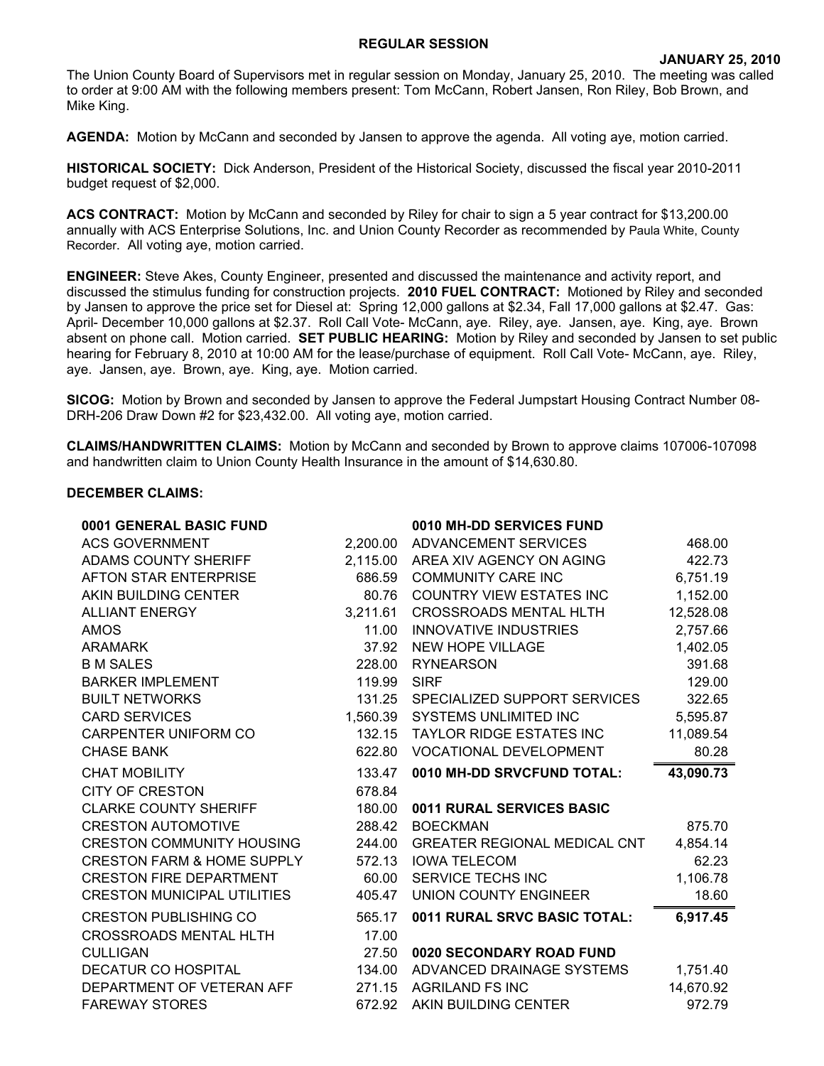**REGULAR SESSION**

**JANUARY 25, 2010**

The Union County Board of Supervisors met in regular session on Monday, January 25, 2010. The meeting was called to order at 9:00 AM with the following members present: Tom McCann, Robert Jansen, Ron Riley, Bob Brown, and Mike King.

**AGENDA:** Motion by McCann and seconded by Jansen to approve the agenda. All voting aye, motion carried.

**HISTORICAL SOCIETY:** Dick Anderson, President of the Historical Society, discussed the fiscal year 2010-2011 budget request of $2,000.

**ACS CONTRACT:** Motion by McCann and seconded by Riley for chair to sign a 5 year contract for $13,200.00 annually with ACS Enterprise Solutions, Inc. and Union County Recorder as recommended by Paula White, County Recorder. All voting aye, motion carried.

**ENGINEER:** Steve Akes, County Engineer, presented and discussed the maintenance and activity report, and discussed the stimulus funding for construction projects. **2010 FUEL CONTRACT:** Motioned by Riley and seconded by Jansen to approve the price set for Diesel at: Spring 12,000 gallons at $2.34, Fall 17,000 gallons at $2.47. Gas: April- December 10,000 gallons at $2.37. Roll Call Vote- McCann, aye. Riley, aye. Jansen, aye. King, aye. Brown absent on phone call. Motion carried. **SET PUBLIC HEARING:** Motion by Riley and seconded by Jansen to set public hearing for February 8, 2010 at 10:00 AM for the lease/purchase of equipment. Roll Call Vote- McCann, aye. Riley, aye. Jansen, aye. Brown, aye. King, aye. Motion carried.

**SICOG:** Motion by Brown and seconded by Jansen to approve the Federal Jumpstart Housing Contract Number 08-DRH-206 Draw Down #2 for $23,432.00. All voting aye, motion carried.

**CLAIMS/HANDWRITTEN CLAIMS:** Motion by McCann and seconded by Brown to approve claims 107006-107098 and handwritten claim to Union County Health Insurance in the amount of $14,630.80.

**DECEMBER CLAIMS:**

| **0001 GENERAL BASIC FUND** | |
|---|---|
| ACS GOVERNMENT | 2,200.00 |
| ADAMS COUNTY SHERIFF | 2,115.00 |
| AFTON STAR ENTERPRISE | 686.59 |
| AKIN BUILDING CENTER | 80.76 |
| ALLIANT ENERGY | 3,211.61 |
| AMOS | 11.00 |
| ARAMARK | 37.92 |
| B M SALES | 228.00 |
| BARKER IMPLEMENT | 119.99 |
| BUILT NETWORKS | 131.25 |
| CARD SERVICES | 1,560.39 |
| CARPENTER UNIFORM CO | 132.15 |
| CHASE BANK | 622.80 |
| CHAT MOBILITY | 133.47 |
| CITY OF CRESTON | 678.84 |
| CLARKE COUNTY SHERIFF | 180.00 |
| CRESTON AUTOMOTIVE | 288.42 |
| CRESTON COMMUNITY HOUSING | 244.00 |
| CRESTON FARM & HOME SUPPLY | 572.13 |
| CRESTON FIRE DEPARTMENT | 60.00 |
| CRESTON MUNICIPAL UTILITIES | 405.47 |
| CRESTON PUBLISHING CO | 565.17 |
| CROSSROADS MENTAL HLTH | 17.00 |
| CULLIGAN | 27.50 |
| DECATUR CO HOSPITAL | 134.00 |
| DEPARTMENT OF VETERAN AFF | 271.15 |
| FAREWAY STORES | 672.92 |

| **0010 MH-DD SERVICES FUND** | |
|---|---|
| ADVANCEMENT SERVICES | 468.00 |
| AREA XIV AGENCY ON AGING | 422.73 |
| COMMUNITY CARE INC | 6,751.19 |
| COUNTRY VIEW ESTATES INC | 1,152.00 |
| CROSSROADS MENTAL HLTH | 12,528.08 |
| INNOVATIVE INDUSTRIES | 2,757.66 |
| NEW HOPE VILLAGE | 1,402.05 |
| RYNEARSON | 391.68 |
| SIRF | 129.00 |
| SPECIALIZED SUPPORT SERVICES | 322.65 |
| SYSTEMS UNLIMITED INC | 5,595.87 |
| TAYLOR RIDGE ESTATES INC | 11,089.54 |
| VOCATIONAL DEVELOPMENT | 80.28 |
| **0010 MH-DD SRVCFUND TOTAL:** | **43,090.73** |

| **0011 RURAL SERVICES BASIC** | |
|---|---|
| BOECKMAN | 875.70 |
| GREATER REGIONAL MEDICAL CNT | 4,854.14 |
| IOWA TELECOM | 62.23 |
| SERVICE TECHS INC | 1,106.78 |
| UNION COUNTY ENGINEER | 18.60 |
| **0011 RURAL SRVC BASIC TOTAL:** | **6,917.45** |

| **0020 SECONDARY ROAD FUND** | |
|---|---|
| ADVANCED DRAINAGE SYSTEMS | 1,751.40 |
| AGRILAND FS INC | 14,670.92 |
| AKIN BUILDING CENTER | 972.79 |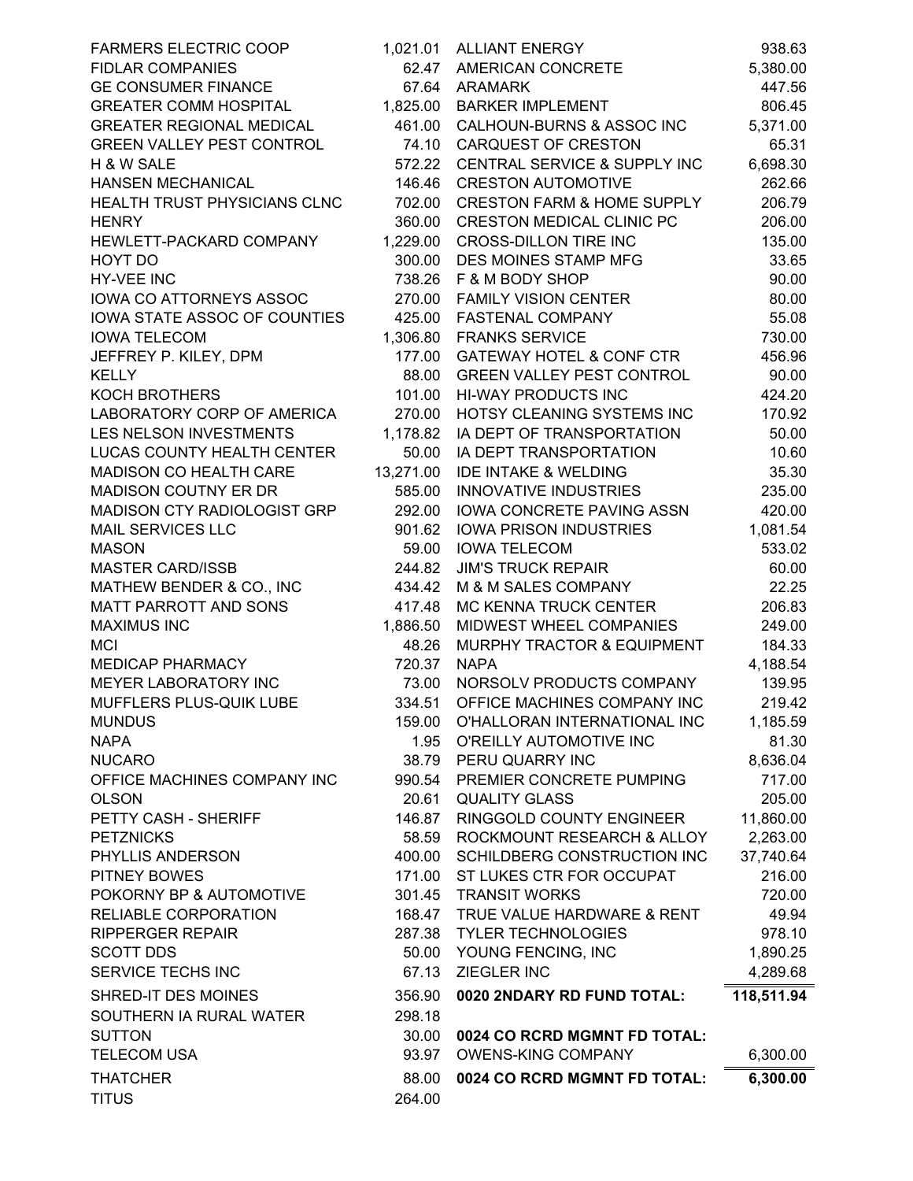| | |
|---|---|
| FARMERS ELECTRIC COOP | 1,021.01 |
| FIDLAR COMPANIES | 62.47 |
| GE CONSUMER FINANCE | 67.64 |
| GREATER COMM HOSPITAL | 1,825.00 |
| GREATER REGIONAL MEDICAL | 461.00 |
| GREEN VALLEY PEST CONTROL | 74.10 |
| H & W SALE | 572.22 |
| HANSEN MECHANICAL | 146.46 |
| HEALTH TRUST PHYSICIANS CLNC | 702.00 |
| HENRY | 360.00 |
| HEWLETT-PACKARD COMPANY | 1,229.00 |
| HOYT DO | 300.00 |
| HY-VEE INC | 738.26 |
| IOWA CO ATTORNEYS ASSOC | 270.00 |
| IOWA STATE ASSOC OF COUNTIES | 425.00 |
| IOWA TELECOM | 1,306.80 |
| JEFFREY P. KILEY, DPM | 177.00 |
| KELLY | 88.00 |
| KOCH BROTHERS | 101.00 |
| LABORATORY CORP OF AMERICA | 270.00 |
| LES NELSON INVESTMENTS | 1,178.82 |
| LUCAS COUNTY HEALTH CENTER | 50.00 |
| MADISON CO HEALTH CARE | 13,271.00 |
| MADISON COUTNY ER DR | 585.00 |
| MADISON CTY RADIOLOGIST GRP | 292.00 |
| MAIL SERVICES LLC | 901.62 |
| MASON | 59.00 |
| MASTER CARD/ISSB | 244.82 |
| MATHEW BENDER & CO., INC | 434.42 |
| MATT PARROTT AND SONS | 417.48 |
| MAXIMUS INC | 1,886.50 |
| MCI | 48.26 |
| MEDICAP PHARMACY | 720.37 |
| MEYER LABORATORY INC | 73.00 |
| MUFFLERS PLUS-QUIK LUBE | 334.51 |
| MUNDUS | 159.00 |
| NAPA | 1.95 |
| NUCARO | 38.79 |
| OFFICE MACHINES COMPANY INC | 990.54 |
| OLSON | 20.61 |
| PETTY CASH - SHERIFF | 146.87 |
| PETZNICKS | 58.59 |
| PHYLLIS ANDERSON | 400.00 |
| PITNEY BOWES | 171.00 |
| POKORNY BP & AUTOMOTIVE | 301.45 |
| RELIABLE CORPORATION | 168.47 |
| RIPPERGER REPAIR | 287.38 |
| SCOTT DDS | 50.00 |
| SERVICE TECHS INC | 67.13 |
| SHRED-IT DES MOINES | 356.90 |
| SOUTHERN IA RURAL WATER | 298.18 |
| SUTTON | 30.00 |
| TELECOM USA | 93.97 |
| THATCHER | 88.00 |
| TITUS | 264.00 |

| | |
|---|---|
| ALLIANT ENERGY | 938.63 |
| AMERICAN CONCRETE | 5,380.00 |
| ARAMARK | 447.56 |
| BARKER IMPLEMENT | 806.45 |
| CALHOUN-BURNS & ASSOC INC | 5,371.00 |
| CARQUEST OF CRESTON | 65.31 |
| CENTRAL SERVICE & SUPPLY INC | 6,698.30 |
| CRESTON AUTOMOTIVE | 262.66 |
| CRESTON FARM & HOME SUPPLY | 206.79 |
| CRESTON MEDICAL CLINIC PC | 206.00 |
| CROSS-DILLON TIRE INC | 135.00 |
| DES MOINES STAMP MFG | 33.65 |
| F & M BODY SHOP | 90.00 |
| FAMILY VISION CENTER | 80.00 |
| FASTENAL COMPANY | 55.08 |
| FRANKS SERVICE | 730.00 |
| GATEWAY HOTEL & CONF CTR | 456.96 |
| GREEN VALLEY PEST CONTROL | 90.00 |
| HI-WAY PRODUCTS INC | 424.20 |
| HOTSY CLEANING SYSTEMS INC | 170.92 |
| IA DEPT OF TRANSPORTATION | 50.00 |
| IA DEPT TRANSPORTATION | 10.60 |
| IDE INTAKE & WELDING | 35.30 |
| INNOVATIVE INDUSTRIES | 235.00 |
| IOWA CONCRETE PAVING ASSN | 420.00 |
| IOWA PRISON INDUSTRIES | 1,081.54 |
| IOWA TELECOM | 533.02 |
| JIM'S TRUCK REPAIR | 60.00 |
| M & M SALES COMPANY | 22.25 |
| MC KENNA TRUCK CENTER | 206.83 |
| MIDWEST WHEEL COMPANIES | 249.00 |
| MURPHY TRACTOR & EQUIPMENT | 184.33 |
| NAPA | 4,188.54 |
| NORSOLV PRODUCTS COMPANY | 139.95 |
| OFFICE MACHINES COMPANY INC | 219.42 |
| O'HALLORAN INTERNATIONAL INC | 1,185.59 |
| O'REILLY AUTOMOTIVE INC | 81.30 |
| PERU QUARRY INC | 8,636.04 |
| PREMIER CONCRETE PUMPING | 717.00 |
| QUALITY GLASS | 205.00 |
| RINGGOLD COUNTY ENGINEER | 11,860.00 |
| ROCKMOUNT RESEARCH & ALLOY | 2,263.00 |
| SCHILDBERG CONSTRUCTION INC | 37,740.64 |
| ST LUKES CTR FOR OCCUPAT | 216.00 |
| TRANSIT WORKS | 720.00 |
| TRUE VALUE HARDWARE & RENT | 49.94 |
| TYLER TECHNOLOGIES | 978.10 |
| YOUNG FENCING, INC | 1,890.25 |
| ZIEGLER INC | 4,289.68 |
| **0020 2NDARY RD FUND TOTAL:** | **118,511.94** |

| | |
|---|---|
| **0024 CO RCRD MGMNT FD TOTAL:** | |
| OWENS-KING COMPANY | 6,300.00 |
| **0024 CO RCRD MGMNT FD TOTAL:** | **6,300.00** |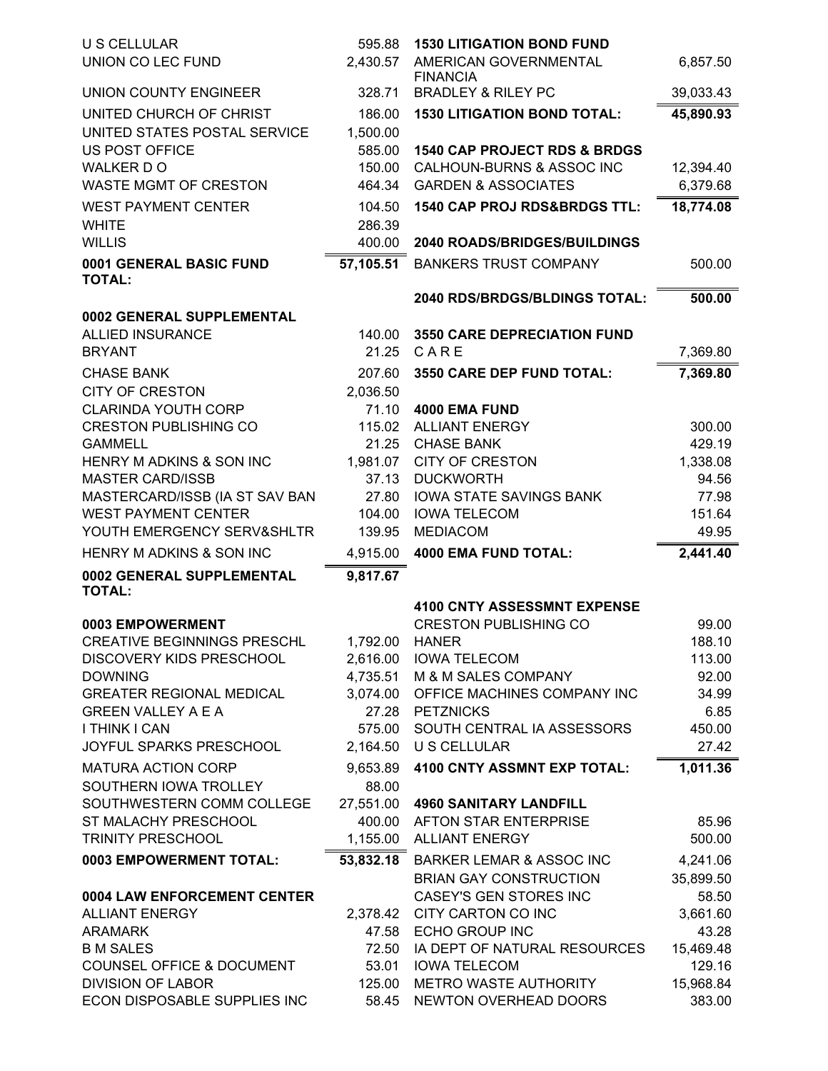| Vendor | Amount |
|---|---|
| U S CELLULAR | 595.88 |
| UNION CO LEC FUND | 2,430.57 |
| UNION COUNTY ENGINEER | 328.71 |
| UNITED CHURCH OF CHRIST | 186.00 |
| UNITED STATES POSTAL SERVICE | 1,500.00 |
| US POST OFFICE | 585.00 |
| WALKER D O | 150.00 |
| WASTE MGMT OF CRESTON | 464.34 |
| WEST PAYMENT CENTER | 104.50 |
| WHITE | 286.39 |
| WILLIS | 400.00 |
| **0001 GENERAL BASIC FUND TOTAL:** | **57,105.51** |

**0002 GENERAL SUPPLEMENTAL**

| Vendor | Amount |
|---|---|
| ALLIED INSURANCE | 140.00 |
| BRYANT | 21.25 |
| CHASE BANK | 207.60 |
| CITY OF CRESTON | 2,036.50 |
| CLARINDA YOUTH CORP | 71.10 |
| CRESTON PUBLISHING CO | 115.02 |
| GAMMELL | 21.25 |
| HENRY M ADKINS & SON INC | 1,981.07 |
| MASTER CARD/ISSB | 37.13 |
| MASTERCARD/ISSB (IA ST SAV BAN | 27.80 |
| WEST PAYMENT CENTER | 104.00 |
| YOUTH EMERGENCY SERV&SHLTR | 139.95 |
| HENRY M ADKINS & SON INC | 4,915.00 |
| **0002 GENERAL SUPPLEMENTAL TOTAL:** | **9,817.67** |

**0003 EMPOWERMENT**

| Vendor | Amount |
|---|---|
| CREATIVE BEGINNINGS PRESCHL | 1,792.00 |
| DISCOVERY KIDS PRESCHOOL | 2,616.00 |
| DOWNING | 4,735.51 |
| GREATER REGIONAL MEDICAL | 3,074.00 |
| GREEN VALLEY A E A | 27.28 |
| I THINK I CAN | 575.00 |
| JOYFUL SPARKS PRESCHOOL | 2,164.50 |
| MATURA ACTION CORP | 9,653.89 |
| SOUTHERN IOWA TROLLEY | 88.00 |
| SOUTHWESTERN COMM COLLEGE | 27,551.00 |
| ST MALACHY PRESCHOOL | 400.00 |
| TRINITY PRESCHOOL | 1,155.00 |
| **0003 EMPOWERMENT TOTAL:** | **53,832.18** |

**0004 LAW ENFORCEMENT CENTER**

| Vendor | Amount |
|---|---|
| ALLIANT ENERGY | 2,378.42 |
| ARAMARK | 47.58 |
| B M SALES | 72.50 |
| COUNSEL OFFICE & DOCUMENT | 53.01 |
| DIVISION OF LABOR | 125.00 |
| ECON DISPOSABLE SUPPLIES INC | 58.45 |

**1530 LITIGATION BOND FUND**

| Vendor | Amount |
|---|---|
| AMERICAN GOVERNMENTAL FINANCIA | 6,857.50 |
| BRADLEY & RILEY PC | 39,033.43 |
| **1530 LITIGATION BOND TOTAL:** | **45,890.93** |

**1540 CAP PROJECT RDS & BRDGS**

| Vendor | Amount |
|---|---|
| CALHOUN-BURNS & ASSOC INC | 12,394.40 |
| GARDEN & ASSOCIATES | 6,379.68 |
| **1540 CAP PROJ RDS&BRDGS TTL:** | **18,774.08** |

**2040 ROADS/BRIDGES/BUILDINGS**

| Vendor | Amount |
|---|---|
| BANKERS TRUST COMPANY | 500.00 |
| **2040 RDS/BRDGS/BLDINGS TOTAL:** | **500.00** |

**3550 CARE DEPRECIATION FUND**

| Vendor | Amount |
|---|---|
| C A R E | 7,369.80 |
| **3550 CARE DEP FUND TOTAL:** | **7,369.80** |

**4000 EMA FUND**

| Vendor | Amount |
|---|---|
| ALLIANT ENERGY | 300.00 |
| CHASE BANK | 429.19 |
| CITY OF CRESTON | 1,338.08 |
| DUCKWORTH | 94.56 |
| IOWA STATE SAVINGS BANK | 77.98 |
| IOWA TELECOM | 151.64 |
| MEDIACOM | 49.95 |
| **4000 EMA FUND TOTAL:** | **2,441.40** |

**4100 CNTY ASSESSMNT EXPENSE**

| Vendor | Amount |
|---|---|
| CRESTON PUBLISHING CO | 99.00 |
| HANER | 188.10 |
| IOWA TELECOM | 113.00 |
| M & M SALES COMPANY | 92.00 |
| OFFICE MACHINES COMPANY INC | 34.99 |
| PETZNICKS | 6.85 |
| SOUTH CENTRAL IA ASSESSORS | 450.00 |
| U S CELLULAR | 27.42 |
| **4100 CNTY ASSMNT EXP TOTAL:** | **1,011.36** |

**4960 SANITARY LANDFILL**

| Vendor | Amount |
|---|---|
| AFTON STAR ENTERPRISE | 85.96 |
| ALLIANT ENERGY | 500.00 |
| BARKER LEMAR & ASSOC INC | 4,241.06 |
| BRIAN GAY CONSTRUCTION | 35,899.50 |
| CASEY'S GEN STORES INC | 58.50 |
| CITY CARTON CO INC | 3,661.60 |
| ECHO GROUP INC | 43.28 |
| IA DEPT OF NATURAL RESOURCES | 15,469.48 |
| IOWA TELECOM | 129.16 |
| METRO WASTE AUTHORITY | 15,968.84 |
| NEWTON OVERHEAD DOORS | 383.00 |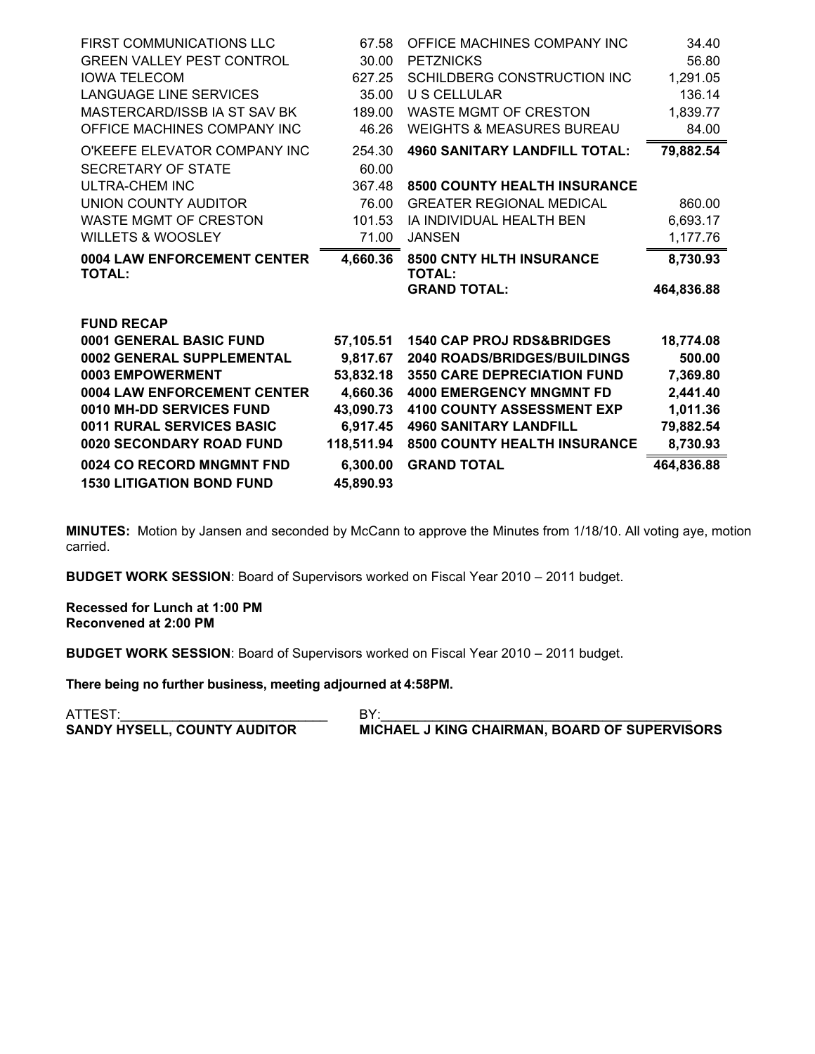| | | | |
|---|---|---|---|
| FIRST COMMUNICATIONS LLC | 67.58 | OFFICE MACHINES COMPANY INC | 34.40 |
| GREEN VALLEY PEST CONTROL | 30.00 | PETZNICKS | 56.80 |
| IOWA TELECOM | 627.25 | SCHILDBERG CONSTRUCTION INC | 1,291.05 |
| LANGUAGE LINE SERVICES | 35.00 | U S CELLULAR | 136.14 |
| MASTERCARD/ISSB IA ST SAV BK | 189.00 | WASTE MGMT OF CRESTON | 1,839.77 |
| OFFICE MACHINES COMPANY INC | 46.26 | WEIGHTS & MEASURES BUREAU | 84.00 |
| O'KEEFE ELEVATOR COMPANY INC | 254.30 | **4960 SANITARY LANDFILL TOTAL:** | **79,882.54** |
| SECRETARY OF STATE | 60.00 | | |
| ULTRA-CHEM INC | 367.48 | **8500 COUNTY HEALTH INSURANCE** | |
| UNION COUNTY AUDITOR | 76.00 | GREATER REGIONAL MEDICAL | 860.00 |
| WASTE MGMT OF CRESTON | 101.53 | IA INDIVIDUAL HEALTH BEN | 6,693.17 |
| WILLETS & WOOSLEY | 71.00 | JANSEN | 1,177.76 |
| **0004 LAW ENFORCEMENT CENTER TOTAL:** | **4,660.36** | **8500 CNTY HLTH INSURANCE TOTAL:** | **8,730.93** |
| | | **GRAND TOTAL:** | **464,836.88** |

**FUND RECAP**

| | | | |
|---|---|---|---|
| **0001 GENERAL BASIC FUND** | **57,105.51** | **1540 CAP PROJ RDS&BRIDGES** | **18,774.08** |
| **0002 GENERAL SUPPLEMENTAL** | **9,817.67** | **2040 ROADS/BRIDGES/BUILDINGS** | **500.00** |
| **0003 EMPOWERMENT** | **53,832.18** | **3550 CARE DEPRECIATION FUND** | **7,369.80** |
| **0004 LAW ENFORCEMENT CENTER** | **4,660.36** | **4000 EMERGENCY MNGMNT FD** | **2,441.40** |
| **0010 MH-DD SERVICES FUND** | **43,090.73** | **4100 COUNTY ASSESSMENT EXP** | **1,011.36** |
| **0011 RURAL SERVICES BASIC** | **6,917.45** | **4960 SANITARY LANDFILL** | **79,882.54** |
| **0020 SECONDARY ROAD FUND** | **118,511.94** | **8500 COUNTY HEALTH INSURANCE** | **8,730.93** |
| **0024 CO RECORD MNGMNT FND** | **6,300.00** | **GRAND TOTAL** | **464,836.88** |
| **1530 LITIGATION BOND FUND** | **45,890.93** | | |

**MINUTES:** Motion by Jansen and seconded by McCann to approve the Minutes from 1/18/10. All voting aye, motion carried.

**BUDGET WORK SESSION**: Board of Supervisors worked on Fiscal Year 2010 – 2011 budget.

**Recessed for Lunch at 1:00 PM**
**Reconvened at 2:00 PM**

**BUDGET WORK SESSION**: Board of Supervisors worked on Fiscal Year 2010 – 2011 budget.

**There being no further business, meeting adjourned at 4:58PM.**

ATTEST:_____________________________ BY:_____________________________________________
**SANDY HYSELL, COUNTY AUDITOR** **MICHAEL J KING CHAIRMAN, BOARD OF SUPERVISORS**